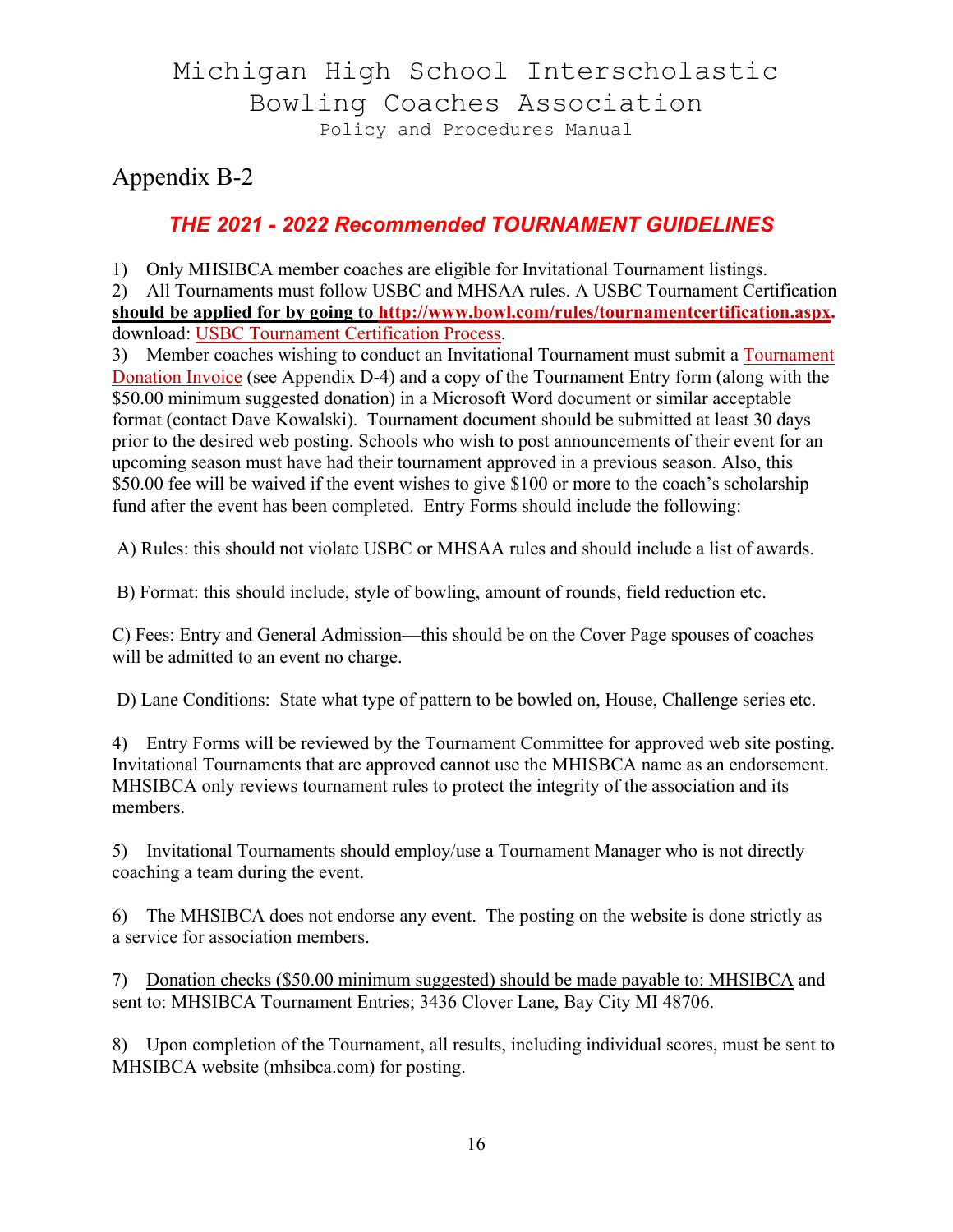# Michigan High School Interscholastic Bowling Coaches Association

Policy and Procedures Manual

## Appendix B-2

### *THE 2021 - 2022 Recommended TOURNAMENT GUIDELINES*

1) Only MHSIBCA member coaches are eligible for Invitational Tournament listings.
2) All Tournaments must follow USBC and MHSAA rules. A USBC Tournament Certification **should be applied for by going to http://www.bowl.com/rules/tournamentcertification.aspx.** download: USBC Tournament Certification Process.
3) Member coaches wishing to conduct an Invitational Tournament must submit a Tournament Donation Invoice (see Appendix D-4) and a copy of the Tournament Entry form (along with the $50.00 minimum suggested donation) in a Microsoft Word document or similar acceptable format (contact Dave Kowalski). Tournament document should be submitted at least 30 days prior to the desired web posting. Schools who wish to post announcements of their event for an upcoming season must have had their tournament approved in a previous season. Also, this $50.00 fee will be waived if the event wishes to give $100 or more to the coach's scholarship fund after the event has been completed. Entry Forms should include the following:

A) Rules: this should not violate USBC or MHSAA rules and should include a list of awards.

B) Format: this should include, style of bowling, amount of rounds, field reduction etc.

C) Fees: Entry and General Admission—this should be on the Cover Page spouses of coaches will be admitted to an event no charge.

D) Lane Conditions: State what type of pattern to be bowled on, House, Challenge series etc.

4) Entry Forms will be reviewed by the Tournament Committee for approved web site posting. Invitational Tournaments that are approved cannot use the MHISBCA name as an endorsement. MHSIBCA only reviews tournament rules to protect the integrity of the association and its members.

5) Invitational Tournaments should employ/use a Tournament Manager who is not directly coaching a team during the event.

6) The MHSIBCA does not endorse any event. The posting on the website is done strictly as a service for association members.

7) Donation checks ($50.00 minimum suggested) should be made payable to: MHSIBCA and sent to: MHSIBCA Tournament Entries; 3436 Clover Lane, Bay City MI 48706.

8) Upon completion of the Tournament, all results, including individual scores, must be sent to MHSIBCA website (mhsibca.com) for posting.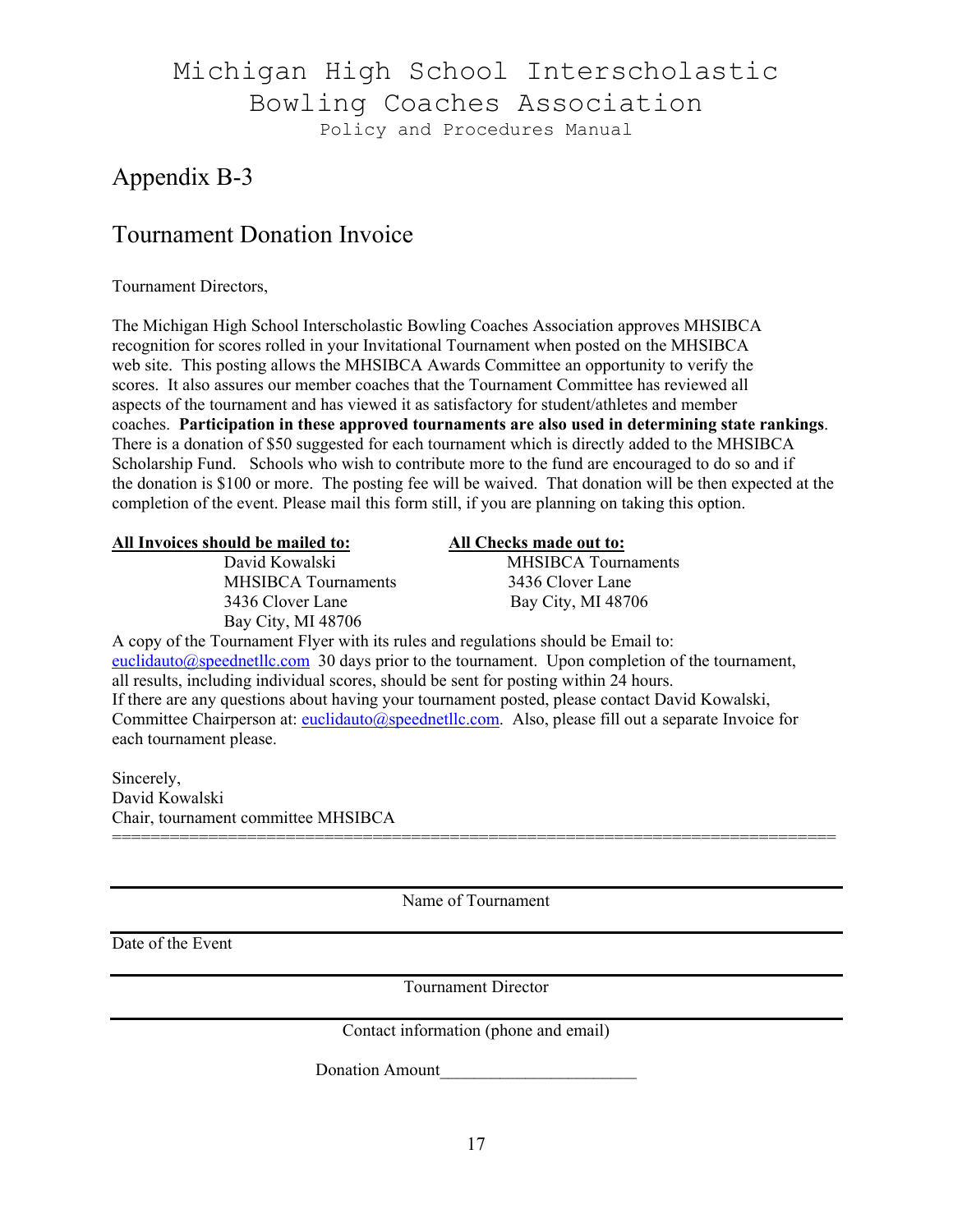# Michigan High School Interscholastic Bowling Coaches Association

Policy and Procedures Manual

## Appendix B-3

## Tournament Donation Invoice

Tournament Directors,

The Michigan High School Interscholastic Bowling Coaches Association approves MHSIBCA recognition for scores rolled in your Invitational Tournament when posted on the MHSIBCA web site. This posting allows the MHSIBCA Awards Committee an opportunity to verify the scores. It also assures our member coaches that the Tournament Committee has reviewed all aspects of the tournament and has viewed it as satisfactory for student/athletes and member coaches. **Participation in these approved tournaments are also used in determining state rankings**. There is a donation of $50 suggested for each tournament which is directly added to the MHSIBCA Scholarship Fund. Schools who wish to contribute more to the fund are encouraged to do so and if the donation is $100 or more. The posting fee will be waived. That donation will be then expected at the completion of the event. Please mail this form still, if you are planning on taking this option.

**All Invoices should be mailed to:**

David Kowalski
MHSIBCA Tournaments
3436 Clover Lane
Bay City, MI 48706

**All Checks made out to:**

MHSIBCA Tournaments
3436 Clover Lane
Bay City, MI 48706

A copy of the Tournament Flyer with its rules and regulations should be Email to: euclidauto@speednetllc.com 30 days prior to the tournament. Upon completion of the tournament, all results, including individual scores, should be sent for posting within 24 hours.
If there are any questions about having your tournament posted, please contact David Kowalski, Committee Chairperson at: euclidauto@speednetllc.com. Also, please fill out a separate Invoice for each tournament please.

Sincerely,
David Kowalski
Chair, tournament committee MHSIBCA

==========================================================================

______________________________________________________________________

Name of Tournament

______________________________________________________________________

Date of the Event

______________________________________________________________________

Tournament Director

______________________________________________________________________

Contact information (phone and email)

Donation Amount______________________